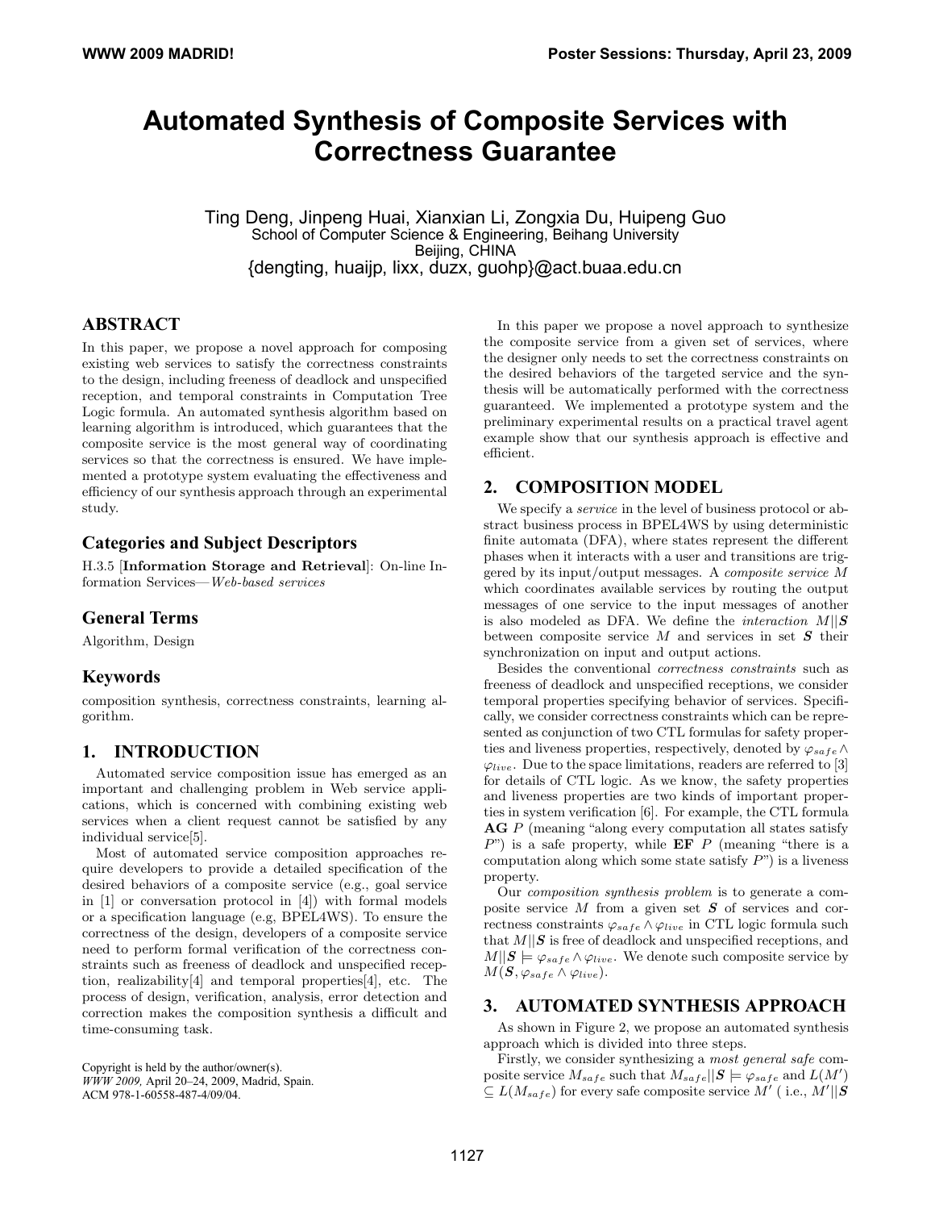# Automated Synthesis of Composite Services with Correctness Guarantee

Ting Deng, Jinpeng Huai, Xianxian Li, Zongxia Du, Huipeng Guo
School of Computer Science & Engineering, Beihang University
Beijing, CHINA
{dengting, huaijp, lixx, duzx, guohp}@act.buaa.edu.cn

## ABSTRACT

In this paper, we propose a novel approach for composing existing web services to satisfy the correctness constraints to the design, including freeness of deadlock and unspecified reception, and temporal constraints in Computation Tree Logic formula. An automated synthesis algorithm based on learning algorithm is introduced, which guarantees that the composite service is the most general way of coordinating services so that the correctness is ensured. We have implemented a prototype system evaluating the effectiveness and efficiency of our synthesis approach through an experimental study.

## Categories and Subject Descriptors

H.3.5 [**Information Storage and Retrieval**]: On-line Information Services—*Web-based services*

## General Terms

Algorithm, Design

## Keywords

composition synthesis, correctness constraints, learning algorithm.

## 1. INTRODUCTION

Automated service composition issue has emerged as an important and challenging problem in Web service applications, which is concerned with combining existing web services when a client request cannot be satisfied by any individual service[5].

Most of automated service composition approaches require developers to provide a detailed specification of the desired behaviors of a composite service (e.g., goal service in [1] or conversation protocol in [4]) with formal models or a specification language (e.g, BPEL4WS). To ensure the correctness of the design, developers of a composite service need to perform formal verification of the correctness constraints such as freeness of deadlock and unspecified reception, realizability[4] and temporal properties[4], etc. The process of design, verification, analysis, error detection and correction makes the composition synthesis a difficult and time-consuming task.

In this paper we propose a novel approach to synthesize the composite service from a given set of services, where the designer only needs to set the correctness constraints on the desired behaviors of the targeted service and the synthesis will be automatically performed with the correctness guaranteed. We implemented a prototype system and the preliminary experimental results on a practical travel agent example show that our synthesis approach is effective and efficient.

## 2. COMPOSITION MODEL

We specify a *service* in the level of business protocol or abstract business process in BPEL4WS by using deterministic finite automata (DFA), where states represent the different phases when it interacts with a user and transitions are triggered by its input/output messages. A *composite service* $M$ which coordinates available services by routing the output messages of one service to the input messages of another is also modeled as DFA. We define the *interaction* $M||\boldsymbol{S}$ between composite service $M$ and services in set $\boldsymbol{S}$ their synchronization on input and output actions.

Besides the conventional *correctness constraints* such as freeness of deadlock and unspecified receptions, we consider temporal properties specifying behavior of services. Specifically, we consider correctness constraints which can be represented as conjunction of two CTL formulas for safety properties and liveness properties, respectively, denoted by $\varphi_{safe} \wedge \varphi_{live}$. Due to the space limitations, readers are referred to [3] for details of CTL logic. As we know, the safety properties and liveness properties are two kinds of important properties in system verification [6]. For example, the CTL formula **AG** $P$ (meaning "along every computation all states satisfy $P$") is a safe property, while **EF** $P$ (meaning "there is a computation along which some state satisfy $P$") is a liveness property.

Our *composition synthesis problem* is to generate a composite service $M$ from a given set $\boldsymbol{S}$ of services and correctness constraints $\varphi_{safe} \wedge \varphi_{live}$ in CTL logic formula such that $M||\boldsymbol{S}$ is free of deadlock and unspecified receptions, and $M||\boldsymbol{S} \models \varphi_{safe} \wedge \varphi_{live}$. We denote such composite service by $M(\boldsymbol{S}, \varphi_{safe} \wedge \varphi_{live})$.

## 3. AUTOMATED SYNTHESIS APPROACH

As shown in Figure 2, we propose an automated synthesis approach which is divided into three steps.

Firstly, we consider synthesizing a *most general safe* composite service $M_{safe}$ such that $M_{safe}||\boldsymbol{S} \models \varphi_{safe}$ and $L(M') \subseteq L(M_{safe})$ for every safe composite service $M'$ ( i.e., $M'||\boldsymbol{S}$

Copyright is held by the author/owner(s).
*WWW 2009,* April 20–24, 2009, Madrid, Spain.
ACM 978-1-60558-487-4/09/04.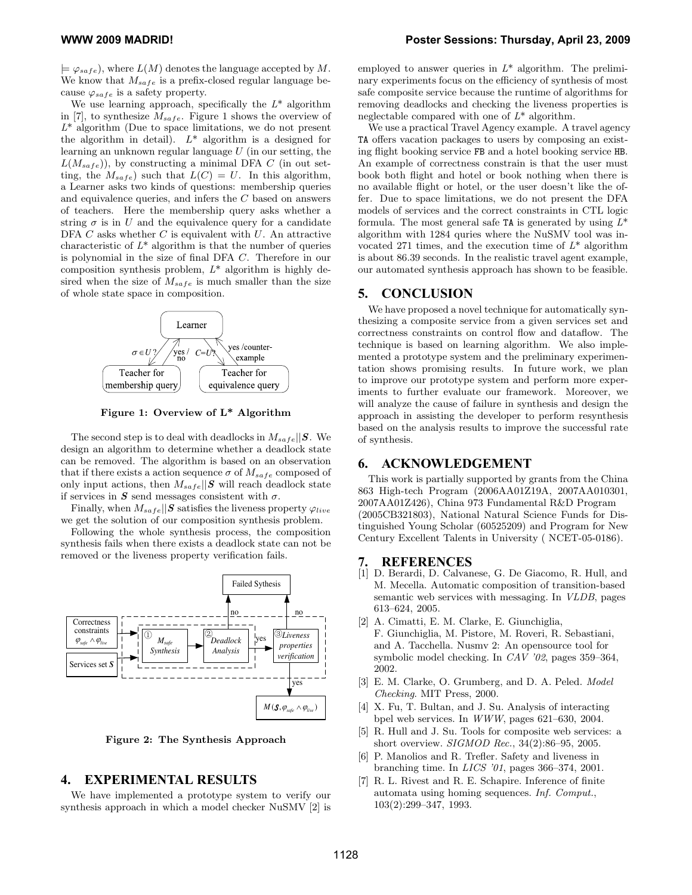$\models \varphi_{safe}$), where $L(M)$ denotes the language accepted by $M$. We know that $M_{safe}$ is a prefix-closed regular language because $\varphi_{safe}$ is a safety property.

We use learning approach, specifically the $L^*$ algorithm in [7], to synthesize $M_{safe}$. Figure 1 shows the overview of $L^*$ algorithm (Due to space limitations, we do not present the algorithm in detail). $L^*$ algorithm is a designed for learning an unknown regular language $U$ (in our setting, the $L(M_{safe})$), by constructing a minimal DFA $C$ (in out setting, the $M_{safe}$) such that $L(C) = U$. In this algorithm, a Learner asks two kinds of questions: membership queries and equivalence queries, and infers the $C$ based on answers of teachers. Here the membership query asks whether a string $\sigma$ is in $U$ and the equivalence query for a candidate DFA $C$ asks whether $C$ is equivalent with $U$. An attractive characteristic of $L^*$ algorithm is that the number of queries is polynomial in the size of final DFA $C$. Therefore in our composition synthesis problem, $L^*$ algorithm is highly desired when the size of $M_{safe}$ is much smaller than the size of whole state space in composition.

Learner

$\sigma \in U$?

yes / no

$C=U$?

yes /counter-example

Teacher for membership query

Teacher for equivalence query

**Figure 1: Overview of L\* Algorithm**

The second step is to deal with deadlocks in $M_{safe}||\boldsymbol{S}$. We design an algorithm to determine whether a deadlock state can be removed. The algorithm is based on an observation that if there exists a action sequence $\sigma$ of $M_{safe}$ composed of only input actions, then $M_{safe}||\boldsymbol{S}$ will reach deadlock state if services in $\boldsymbol{S}$ send messages consistent with $\sigma$.

Finally, when $M_{safe}||\boldsymbol{S}$ satisfies the liveness property $\varphi_{live}$ we get the solution of our composition synthesis problem.

Following the whole synthesis process, the composition synthesis fails when there exists a deadlock state can not be removed or the liveness property verification fails.

Failed Sythesis

no

no

Correctness constraints $\varphi_{safe} \wedge \varphi_{live}$

Services set $\boldsymbol{S}$

① $M_{safe}$ Synthesis

② Deadlock Analysis

yes

③ Liveness properties verification

yes

$M(\boldsymbol{S}, \varphi_{safe} \wedge \varphi_{live})$

**Figure 2: The Synthesis Approach**

## 4. EXPERIMENTAL RESULTS

We have implemented a prototype system to verify our synthesis approach in which a model checker NuSMV [2] is employed to answer queries in $L^*$ algorithm. The preliminary experiments focus on the efficiency of synthesis of most safe composite service because the runtime of algorithms for removing deadlocks and checking the liveness properties is neglectable compared with one of $L^*$ algorithm.

We use a practical Travel Agency example. A travel agency TA offers vacation packages to users by composing an existing flight booking service FB and a hotel booking service HB. An example of correctness constrain is that the user must book both flight and hotel or book nothing when there is no available flight or hotel, or the user doesn't like the offer. Due to space limitations, we do not present the DFA models of services and the correct constraints in CTL logic formula. The most general safe TA is generated by using $L^*$ algorithm with 1284 quries where the NuSMV tool was invocated 271 times, and the execution time of $L^*$ algorithm is about 86.39 seconds. In the realistic travel agent example, our automated synthesis approach has shown to be feasible.

## 5. CONCLUSION

We have proposed a novel technique for automatically synthesizing a composite service from a given services set and correctness constraints on control flow and dataflow. The technique is based on learning algorithm. We also implemented a prototype system and the preliminary experimentation shows promising results. In future work, we plan to improve our prototype system and perform more experiments to further evaluate our framework. Moreover, we will analyze the cause of failure in synthesis and design the approach in assisting the developer to perform resynthesis based on the analysis results to improve the successful rate of synthesis.

## 6. ACKNOWLEDGEMENT

This work is partially supported by grants from the China 863 High-tech Program (2006AA01Z19A, 2007AA010301, 2007AA01Z426), China 973 Fundamental R&D Program (2005CB321803), National Natural Science Funds for Distinguished Young Scholar (60525209) and Program for New Century Excellent Talents in University ( NCET-05-0186).

## 7. REFERENCES

[1] D. Berardi, D. Calvanese, G. De Giacomo, R. Hull, and M. Mecella. Automatic composition of transition-based semantic web services with messaging. In *VLDB*, pages 613–624, 2005.

[2] A. Cimatti, E. M. Clarke, E. Giunchiglia, F. Giunchiglia, M. Pistore, M. Roveri, R. Sebastiani, and A. Tacchella. Nusmv 2: An opensource tool for symbolic model checking. In *CAV '02*, pages 359–364, 2002.

[3] E. M. Clarke, O. Grumberg, and D. A. Peled. *Model Checking*. MIT Press, 2000.

[4] X. Fu, T. Bultan, and J. Su. Analysis of interacting bpel web services. In *WWW*, pages 621–630, 2004.

[5] R. Hull and J. Su. Tools for composite web services: a short overview. *SIGMOD Rec.*, 34(2):86–95, 2005.

[6] P. Manolios and R. Trefler. Safety and liveness in branching time. In *LICS '01*, pages 366–374, 2001.

[7] R. L. Rivest and R. E. Schapire. Inference of finite automata using homing sequences. *Inf. Comput.*, 103(2):299–347, 1993.